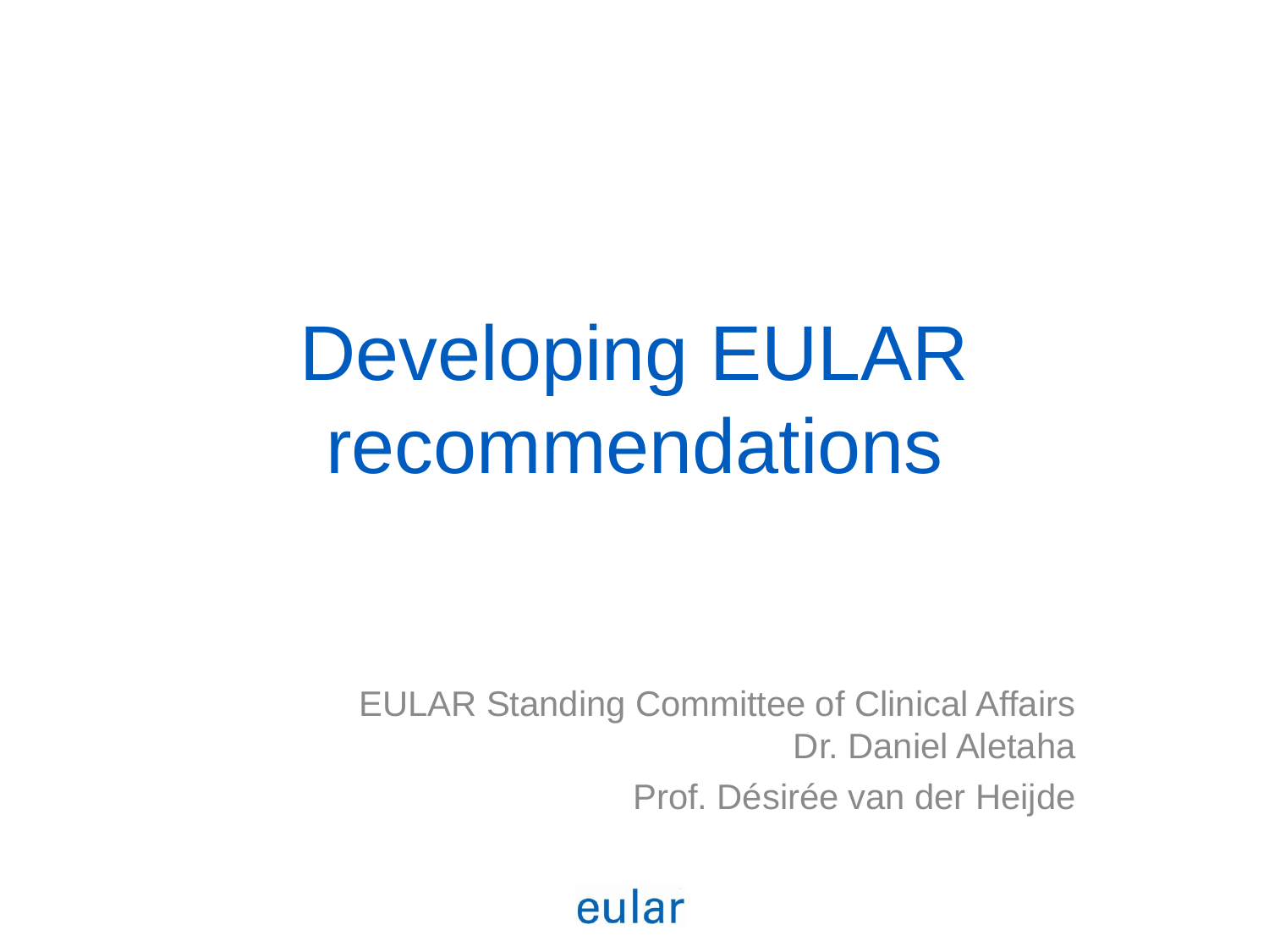# Developing EULAR recommendations

EULAR Standing Committee of Clinical Affairs
Dr. Daniel Aletaha
Prof. Désirée van der Heijde

eular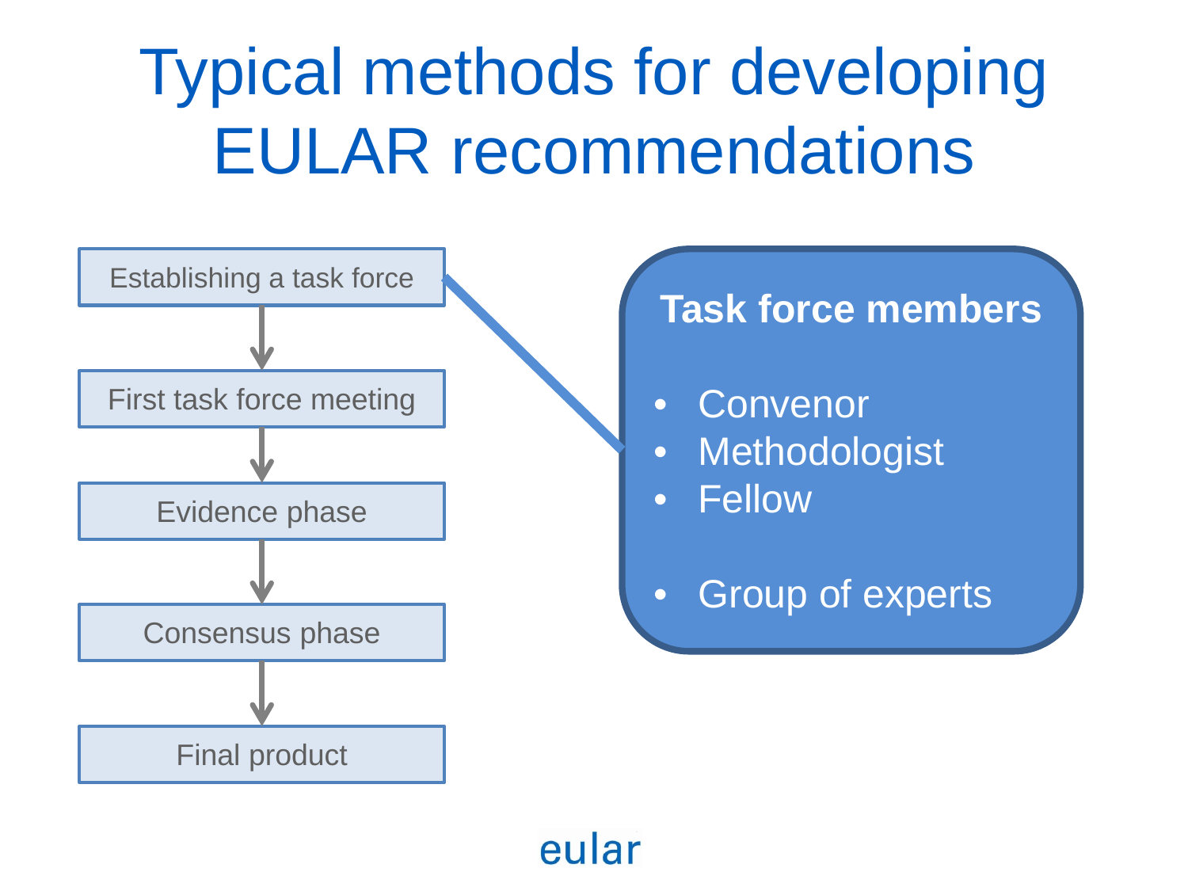# Typical methods for developing EULAR recommendations

1. Establishing a task force
2. First task force meeting
3. Evidence phase
4. Consensus phase
5. Final product

**Task force members**

- Convenor
- Methodologist
- Fellow
- Group of experts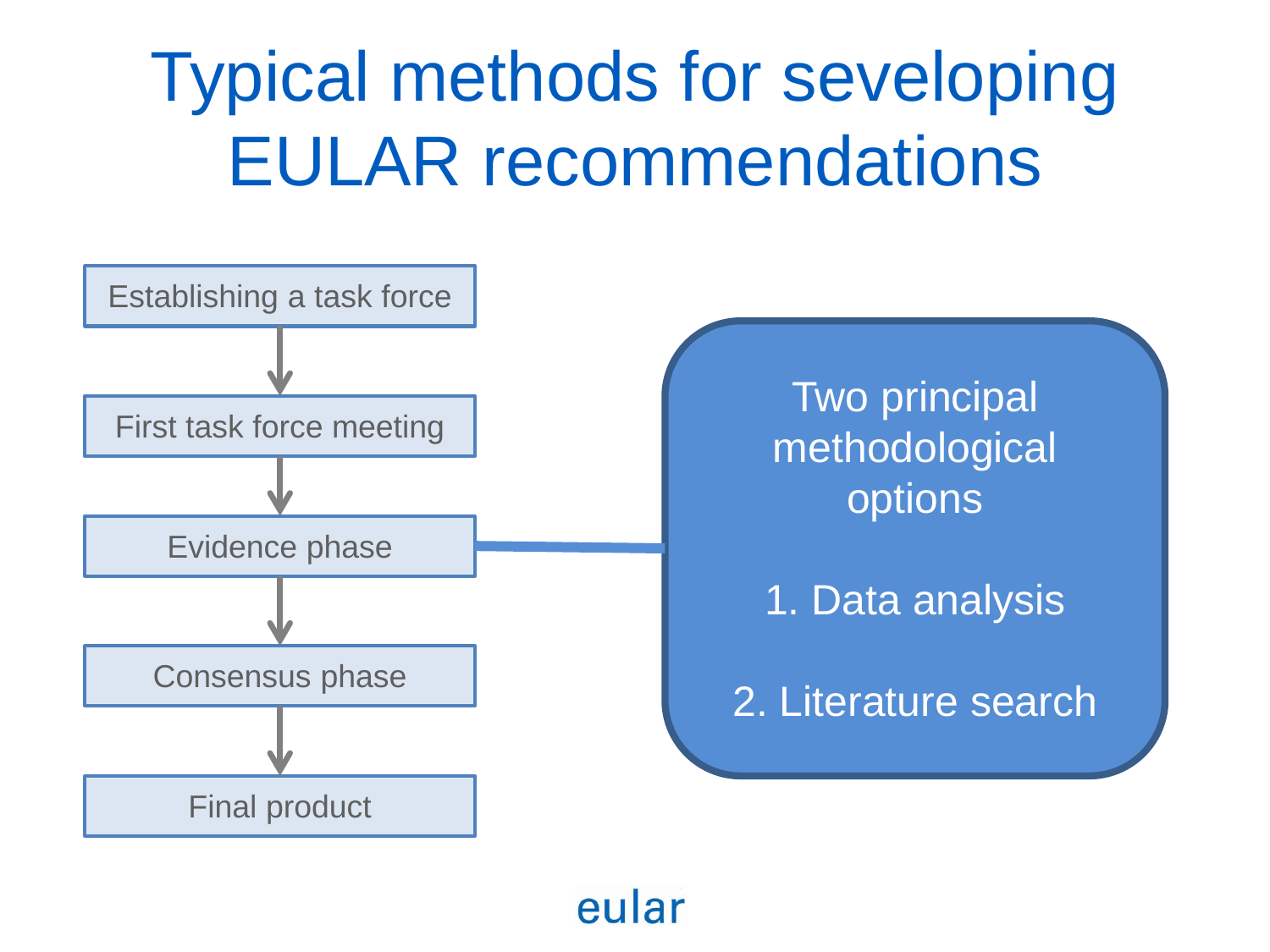# Typical methods for seveloping EULAR recommendations

- Establishing a task force
- First task force meeting
- Evidence phase
- Consensus phase
- Final product

Two principal methodological options

1. Data analysis
2. Literature search

eular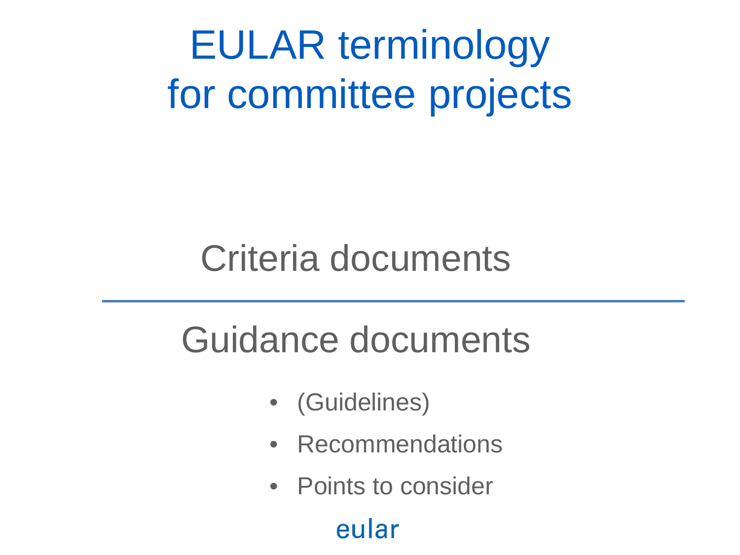# EULAR terminology for committee projects

## Criteria documents

---

## Guidance documents

- (Guidelines)
- Recommendations
- Points to consider

eular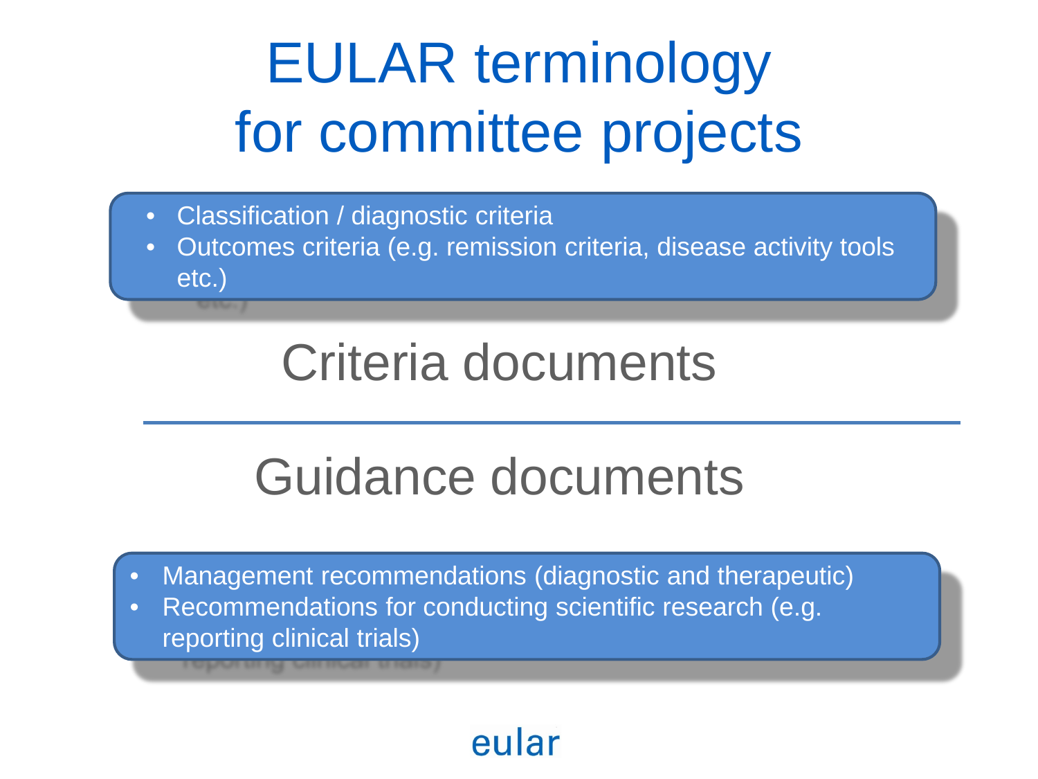# EULAR terminology for committee projects

- Classification / diagnostic criteria
- Outcomes criteria (e.g. remission criteria, disease activity tools etc.)

## Criteria documents

---

## Guidance documents

- Management recommendations (diagnostic and therapeutic)
- Recommendations for conducting scientific research (e.g. reporting clinical trials)

eular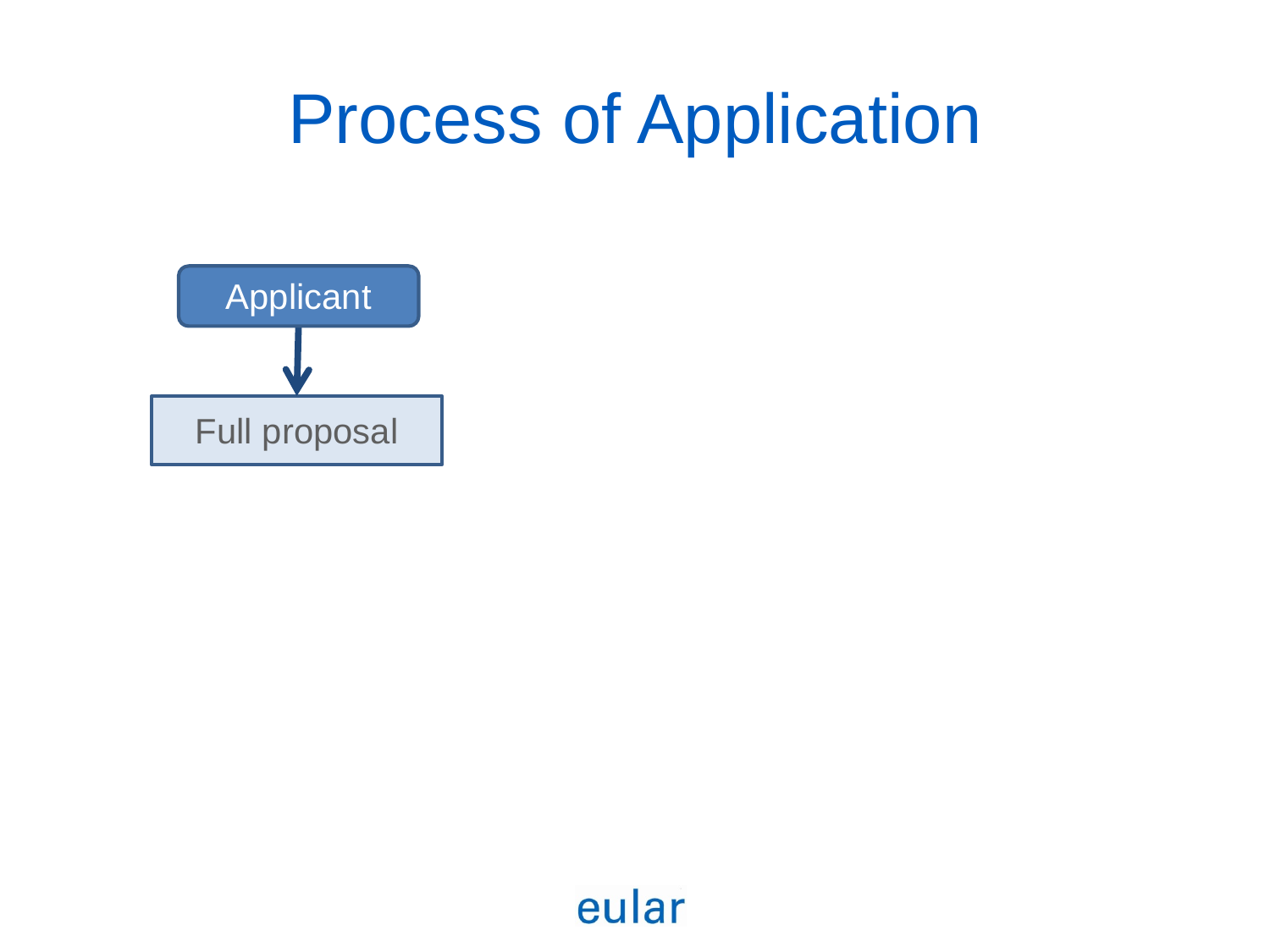# Process of Application

Applicant

↓

Full proposal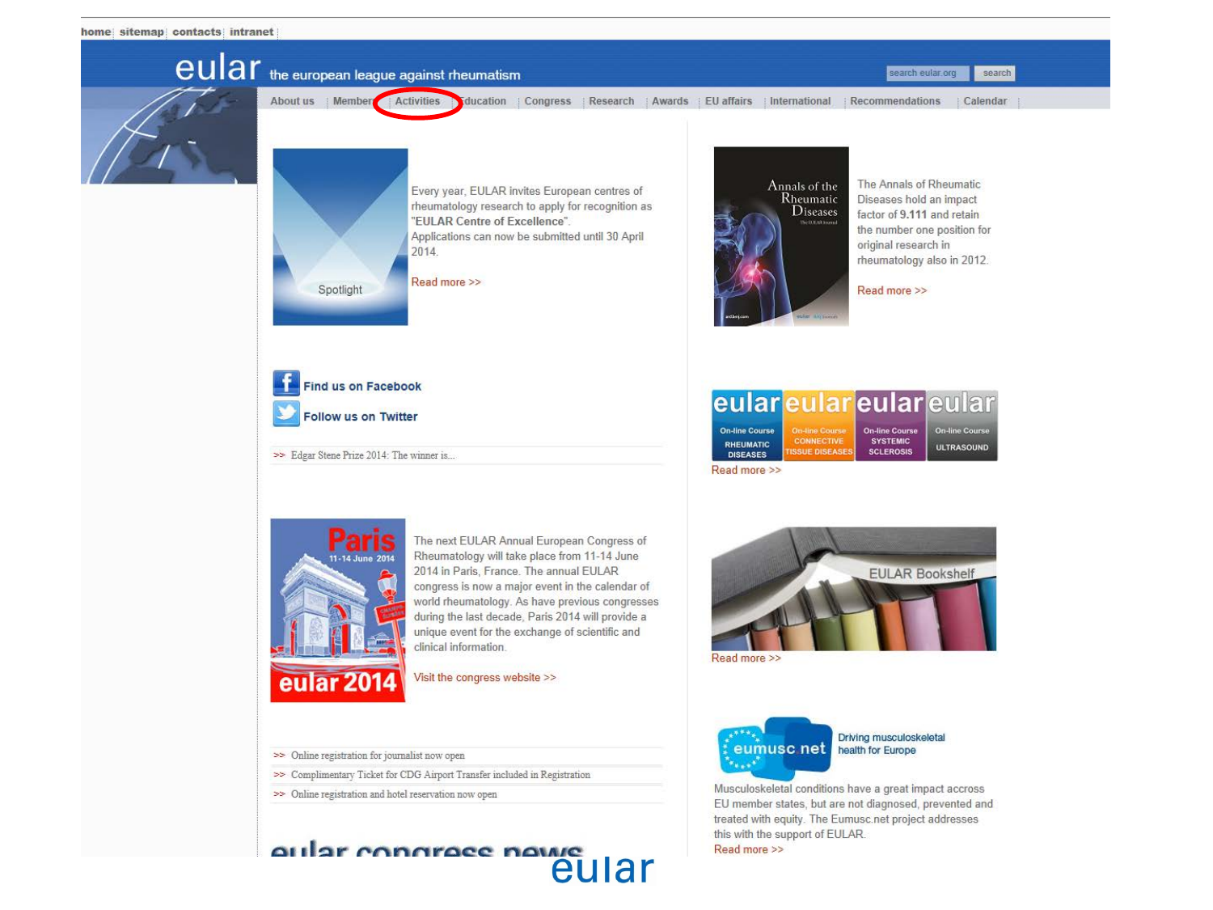home | sitemap | contacts | intranet

# eular the european league against rheumatism

search eular.org | search

About us | Members | Activities | Education | Congress | Research | Awards | EU affairs | International | Recommendations | Calendar

Spotlight

Every year, EULAR invites European centres of rheumatology research to apply for recognition as "**EULAR Centre of Excellence**". Applications can now be submitted until 30 April 2014.

Read more >>

Annals of the Rheumatic Diseases

The Annals of Rheumatic Diseases hold an impact factor of **9.111** and retain the number one position for original research in rheumatology also in 2012.

Read more >>

Find us on Facebook

Follow us on Twitter

>> Edgar Stene Prize 2014: The winner is...

eular On-line Course RHEUMATIC DISEASES | eular On-line Course CONNECTIVE TISSUE DISEASES | eular On-line Course SYSTEMIC SCLEROSIS | eular On-line Course ULTRASOUND

Read more >>

Paris 11-14 June 2014 eular 2014

The next EULAR Annual European Congress of Rheumatology will take place from 11-14 June 2014 in Paris, France. The annual EULAR congress is now a major event in the calendar of world rheumatology. As have previous congresses during the last decade, Paris 2014 will provide a unique event for the exchange of scientific and clinical information.

Visit the congress website >>

EULAR Bookshelf

Read more >>

>> Online registration for journalist now open

>> Complimentary Ticket for CDG Airport Transfer included in Registration

>> Online registration and hotel reservation now open

eumusc.net Driving musculoskeletal health for Europe

Musculoskeletal conditions have a great impact accross EU member states, but are not diagnosed, prevented and treated with equity. The Eumusc.net project addresses this with the support of EULAR.

Read more >>

eular congress news

eular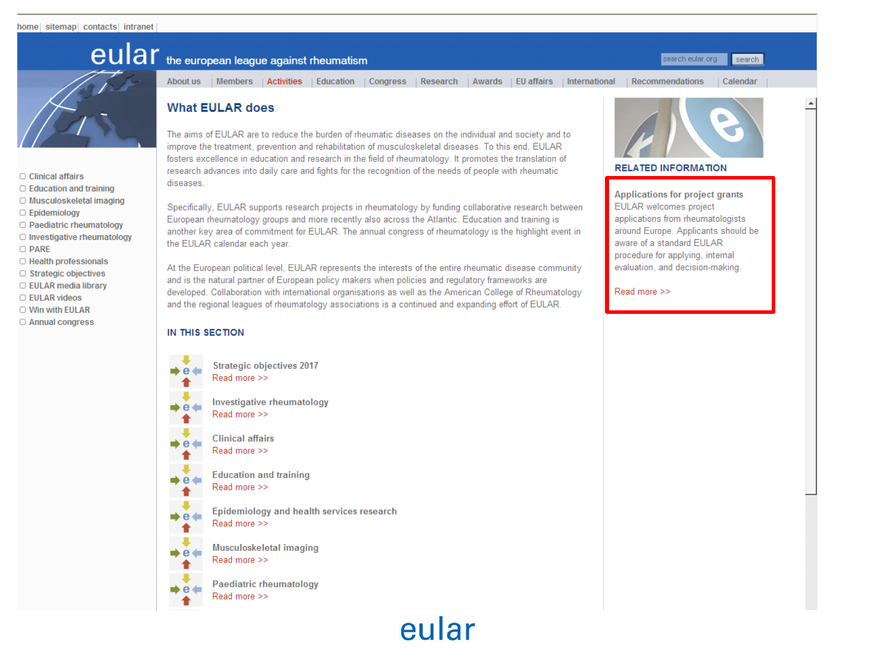home | sitemap | contacts | intranet

# eular the european league against rheumatism

search eular.org | search

About us | Members | Activities | Education | Congress | Research | Awards | EU affairs | International | Recommendations | Calendar

- Clinical affairs
- Education and training
- Musculoskeletal imaging
- Epidemiology
- Paediatric rheumatology
- Investigative rheumatology
- PARE
- Health professionals
- Strategic objectives
- EULAR media library
- EULAR videos
- Win with EULAR
- Annual congress

## What EULAR does

The aims of EULAR are to reduce the burden of rheumatic diseases on the individual and society and to improve the treatment, prevention and rehabilitation of musculoskeletal diseases. To this end, EULAR fosters excellence in education and research in the field of rheumatology. It promotes the translation of research advances into daily care and fights for the recognition of the needs of people with rheumatic diseases.

Specifically, EULAR supports research projects in rheumatology by funding collaborative research between European rheumatology groups and more recently also across the Atlantic. Education and training is another key area of commitment for EULAR. The annual congress of rheumatology is the highlight event in the EULAR calendar each year.

At the European political level, EULAR represents the interests of the entire rheumatic disease community and is the natural partner of European policy makers when policies and regulatory frameworks are developed. Collaboration with international organisations as well as the American College of Rheumatology and the regional leagues of rheumatology associations is a continued and expanding effort of EULAR.

### IN THIS SECTION

**Strategic objectives 2017**
Read more >>

**Investigative rheumatology**
Read more >>

**Clinical affairs**
Read more >>

**Education and training**
Read more >>

**Epidemiology and health services research**
Read more >>

**Musculoskeletal imaging**
Read more >>

**Paediatric rheumatology**
Read more >>

### RELATED INFORMATION

**Applications for project grants**
EULAR welcomes project applications from rheumatologists around Europe. Applicants should be aware of a standard EULAR procedure for applying, internal evaluation, and decision-making.

Read more >>

eular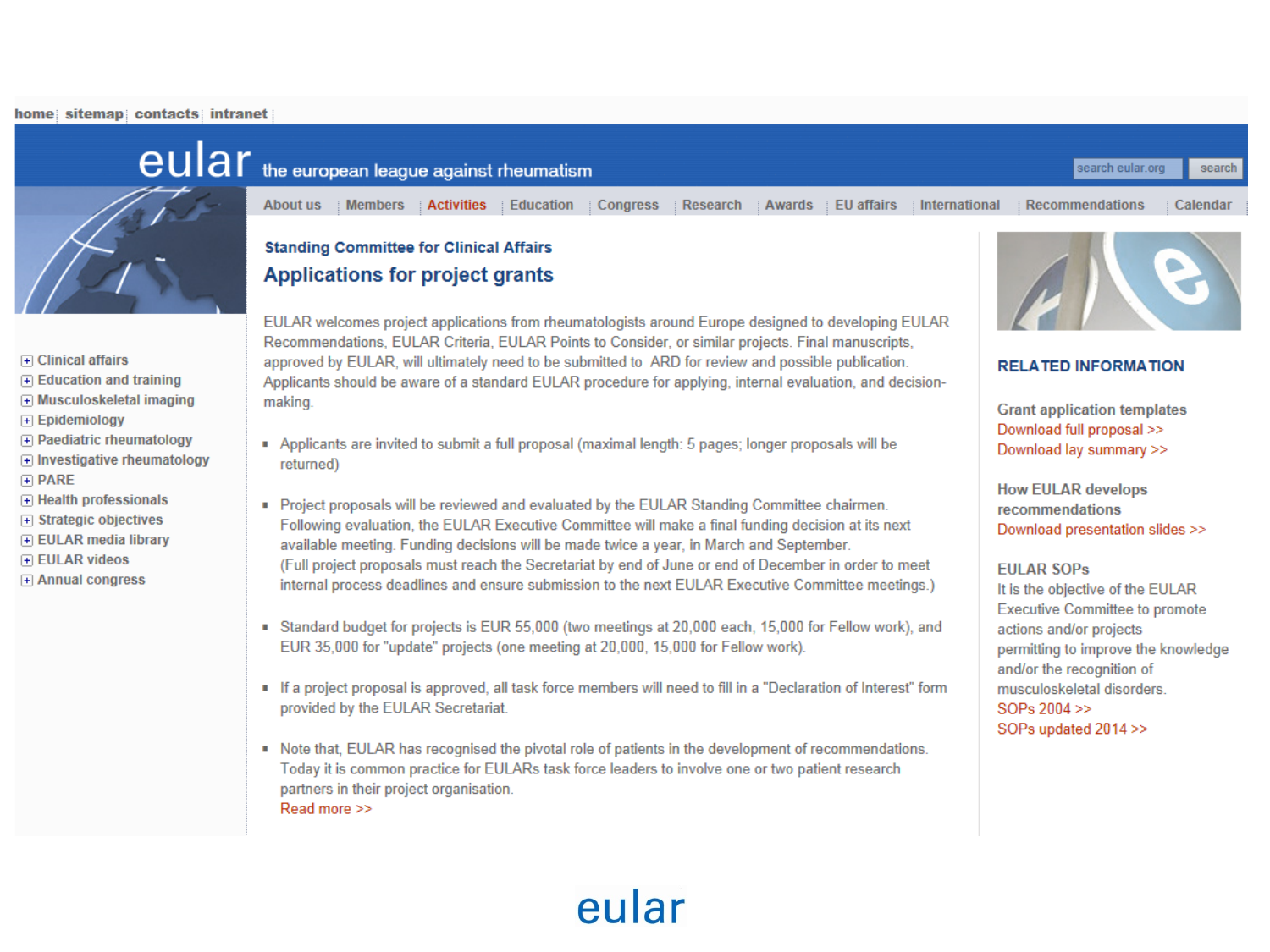home | sitemap | contacts | intranet

eular the european league against rheumatism

About us | Members | Activities | Education | Congress | Research | Awards | EU affairs | International | Recommendations | Calendar

- Clinical affairs
- Education and training
- Musculoskeletal imaging
- Epidemiology
- Paediatric rheumatology
- Investigative rheumatology
- PARE
- Health professionals
- Strategic objectives
- EULAR media library
- EULAR videos
- Annual congress

### Standing Committee for Clinical Affairs

## Applications for project grants

EULAR welcomes project applications from rheumatologists around Europe designed to developing EULAR Recommendations, EULAR Criteria, EULAR Points to Consider, or similar projects. Final manuscripts, approved by EULAR, will ultimately need to be submitted to ARD for review and possible publication. Applicants should be aware of a standard EULAR procedure for applying, internal evaluation, and decision-making.

- Applicants are invited to submit a full proposal (maximal length: 5 pages; longer proposals will be returned)
- Project proposals will be reviewed and evaluated by the EULAR Standing Committee chairmen. Following evaluation, the EULAR Executive Committee will make a final funding decision at its next available meeting. Funding decisions will be made twice a year, in March and September. (Full project proposals must reach the Secretariat by end of June or end of December in order to meet internal process deadlines and ensure submission to the next EULAR Executive Committee meetings.)
- Standard budget for projects is EUR 55,000 (two meetings at 20,000 each, 15,000 for Fellow work), and EUR 35,000 for "update" projects (one meeting at 20,000, 15,000 for Fellow work).
- If a project proposal is approved, all task force members will need to fill in a "Declaration of Interest" form provided by the EULAR Secretariat.
- Note that, EULAR has recognised the pivotal role of patients in the development of recommendations. Today it is common practice for EULARs task force leaders to involve one or two patient research partners in their project organisation.
  Read more >>

### RELATED INFORMATION

**Grant application templates**
Download full proposal >>
Download lay summary >>

**How EULAR develops recommendations**
Download presentation slides >>

**EULAR SOPs**
It is the objective of the EULAR Executive Committee to promote actions and/or projects permitting to improve the knowledge and/or the recognition of musculoskeletal disorders.
SOPs 2004 >>
SOPs updated 2014 >>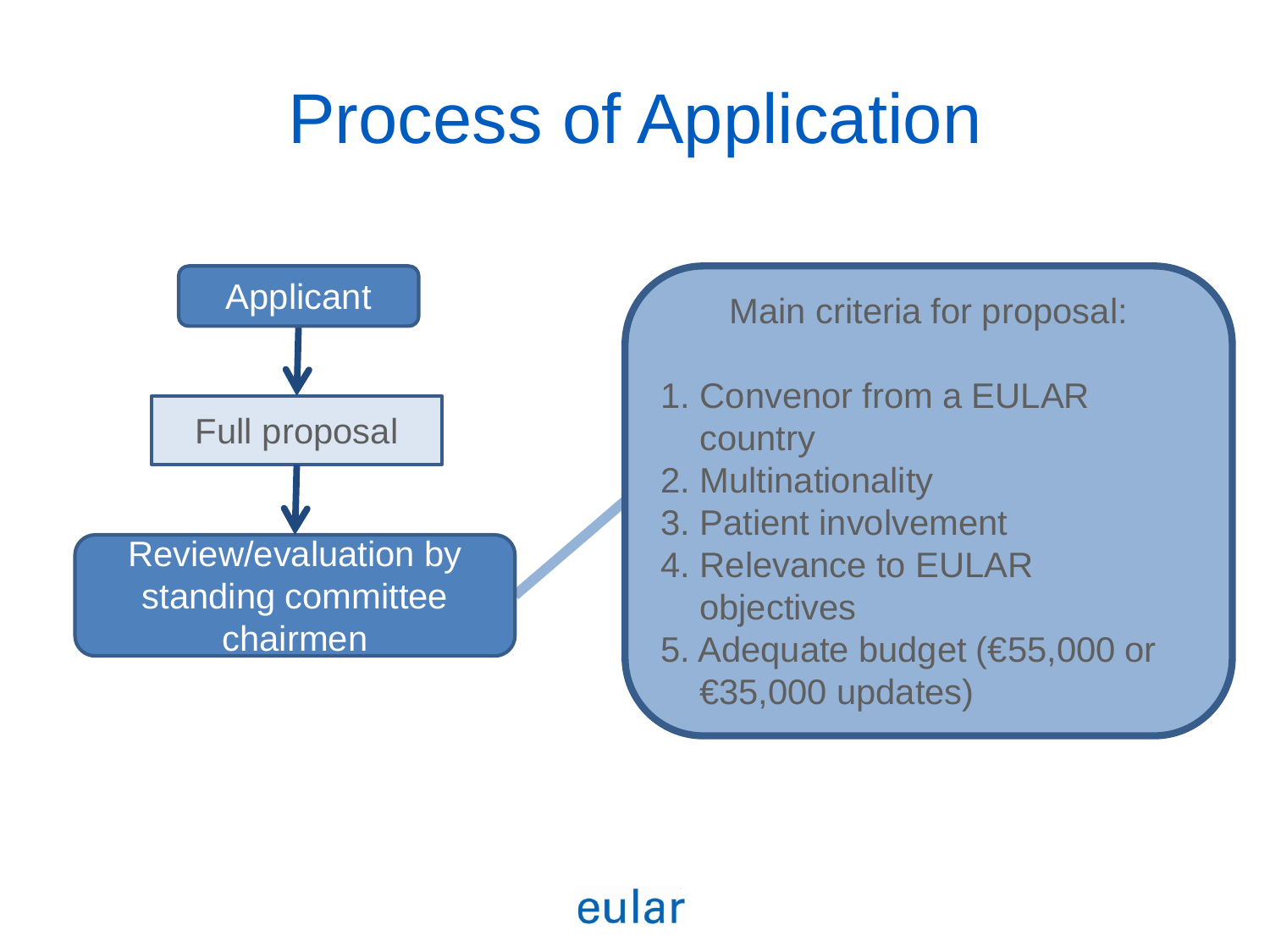# Process of Application

Applicant

↓

Full proposal

↓

Review/evaluation by standing committee chairmen

Main criteria for proposal:

1. Convenor from a EULAR country
2. Multinationality
3. Patient involvement
4. Relevance to EULAR objectives
5. Adequate budget (€55,000 or €35,000 updates)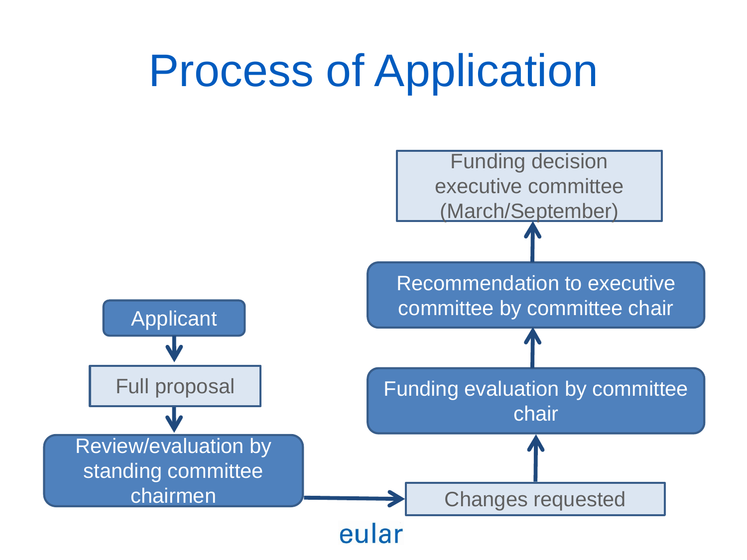# Process of Application

- Applicant
- Full proposal
- Review/evaluation by standing committee chairmen
- Changes requested
- Funding evaluation by committee chair
- Recommendation to executive committee by committee chair
- Funding decision executive committee (March/September)

eular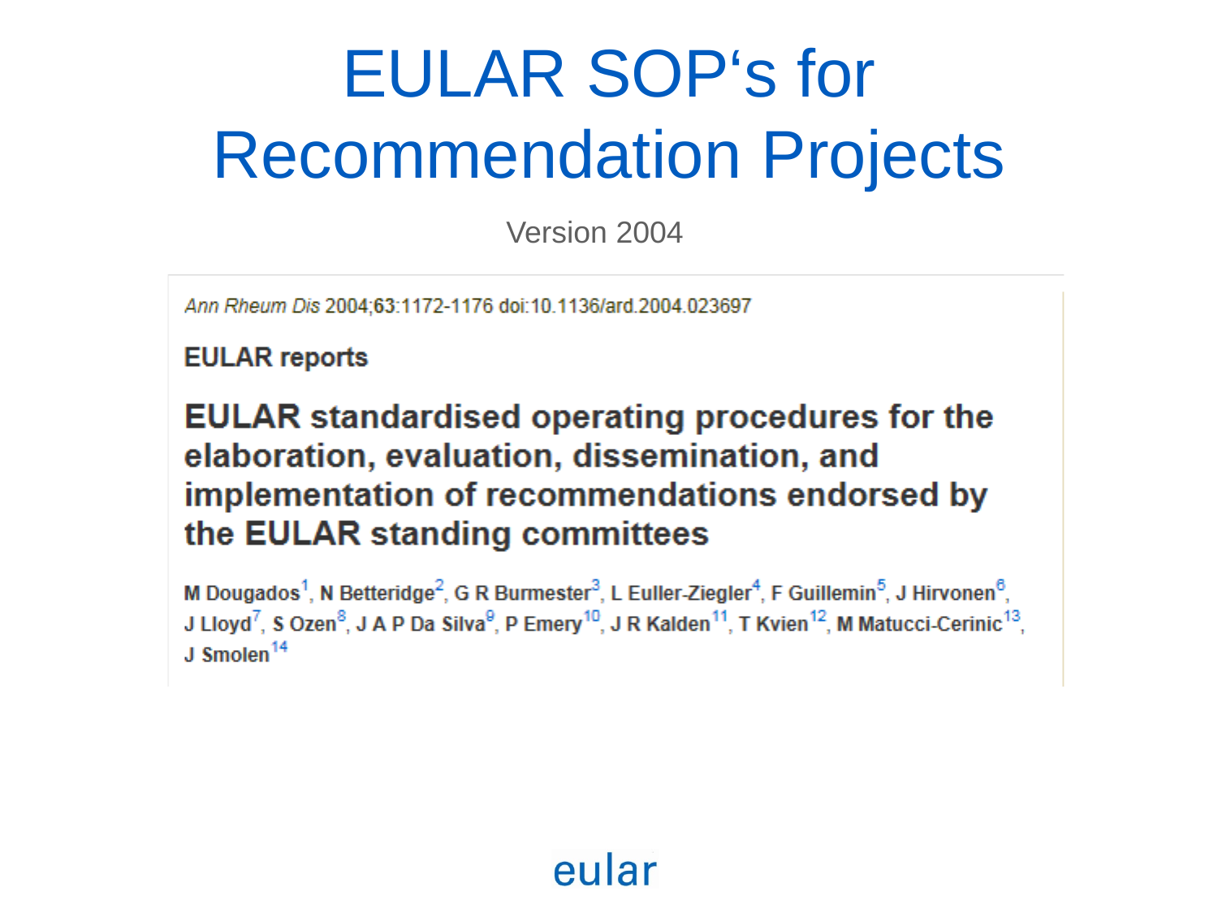# EULAR SOP's for Recommendation Projects

Version 2004

*Ann Rheum Dis* 2004;63:1172-1176 doi:10.1136/ard.2004.023697

**EULAR reports**

## EULAR standardised operating procedures for the elaboration, evaluation, dissemination, and implementation of recommendations endorsed by the EULAR standing committees

M Dougados[1], N Betteridge[2], G R Burmester[3], L Euller-Ziegler[4], F Guillemin[5], J Hirvonen[6], J Lloyd[7], S Ozen[8], J A P Da Silva[9], P Emery[10], J R Kalden[11], T Kvien[12], M Matucci-Cerinic[13], J Smolen[14]

eular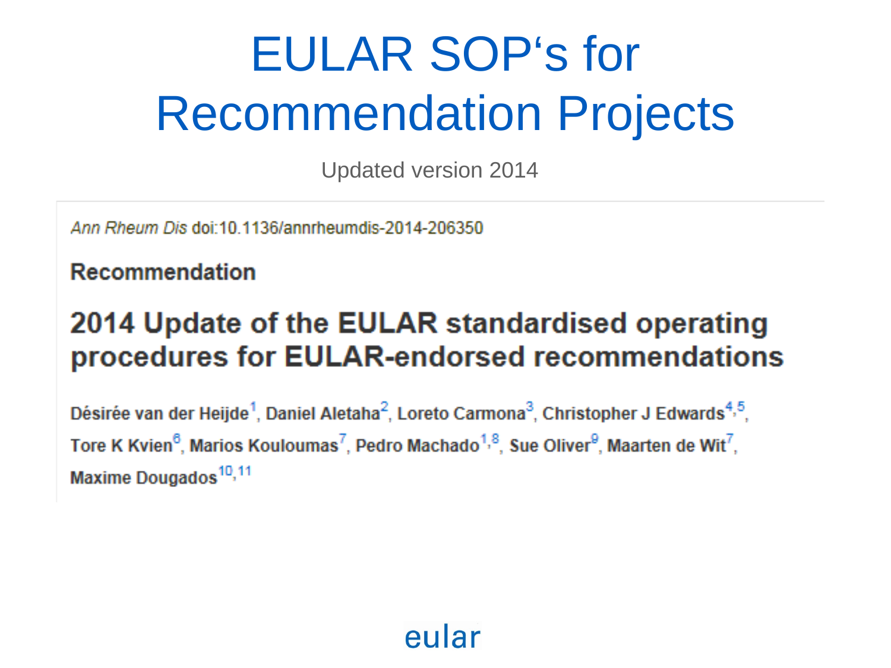# EULAR SOP's for Recommendation Projects

Updated version 2014

*Ann Rheum Dis* doi:10.1136/annrheumdis-2014-206350

**Recommendation**

## 2014 Update of the EULAR standardised operating procedures for EULAR-endorsed recommendations

Désirée van der Heijde[1], Daniel Aletaha[2], Loreto Carmona[3], Christopher J Edwards[4,5], Tore K Kvien[6], Marios Kouloumas[7], Pedro Machado[1,8], Sue Oliver[9], Maarten de Wit[7], Maxime Dougados[10,11]

eular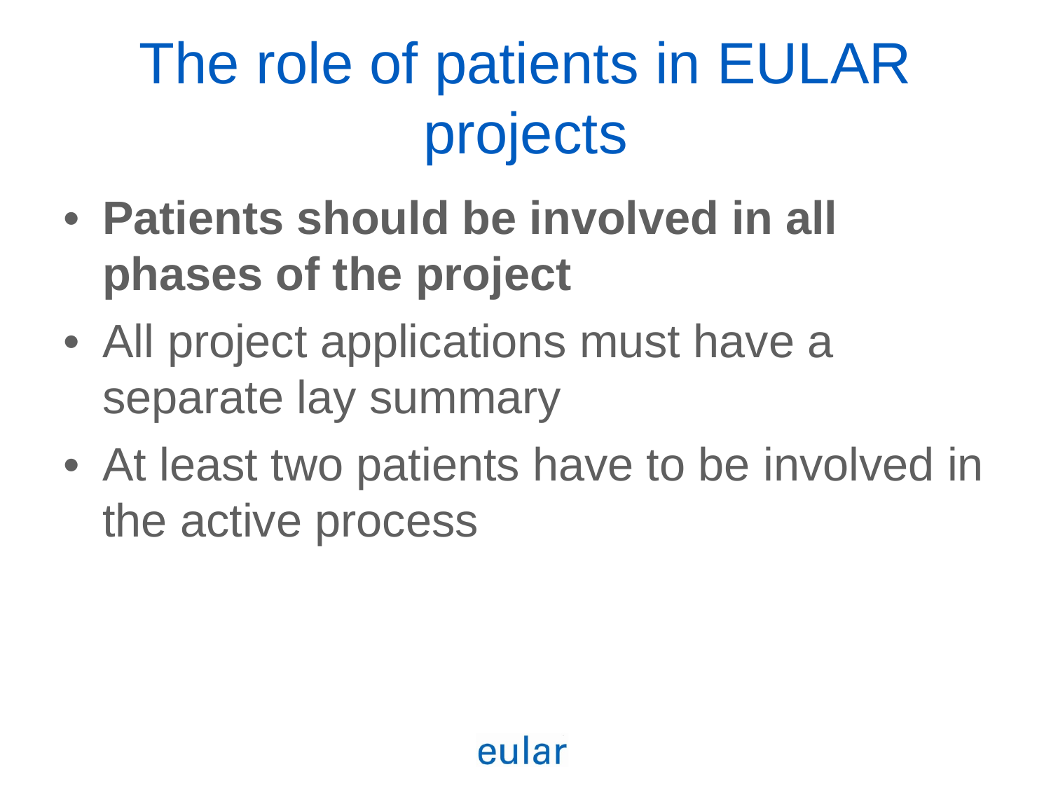# The role of patients in EULAR projects

- **Patients should be involved in all phases of the project**
- All project applications must have a separate lay summary
- At least two patients have to be involved in the active process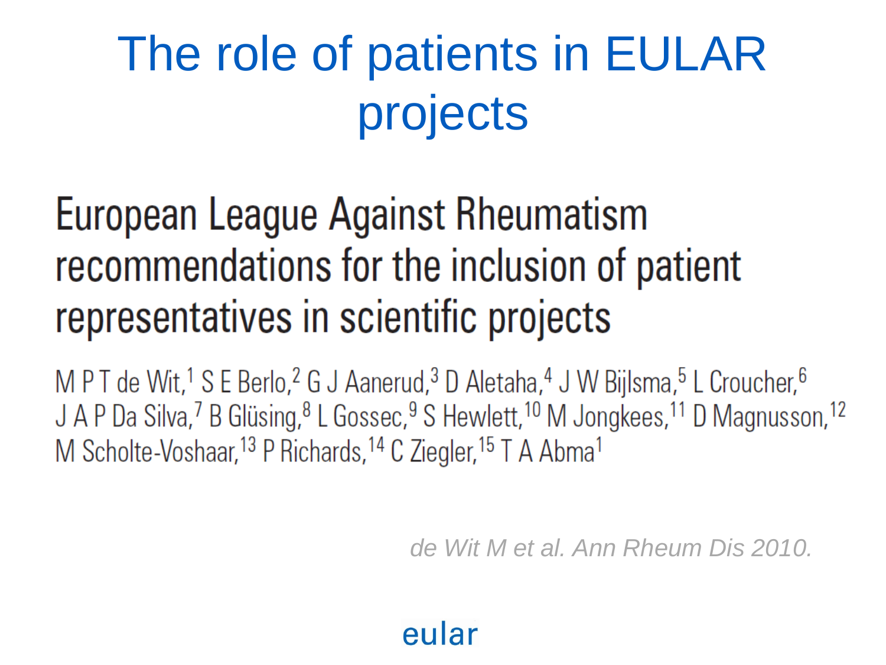# The role of patients in EULAR projects

## European League Against Rheumatism recommendations for the inclusion of patient representatives in scientific projects

M P T de Wit,[1] S E Berlo,[2] G J Aanerud,[3] D Aletaha,[4] J W Bijlsma,[5] L Croucher,[6] J A P Da Silva,[7] B Glüsing,[8] L Gossec,[9] S Hewlett,[10] M Jongkees,[11] D Magnusson,[12] M Scholte-Voshaar,[13] P Richards,[14] C Ziegler,[15] T A Abma[1]

*de Wit M et al. Ann Rheum Dis 2010.*

eular